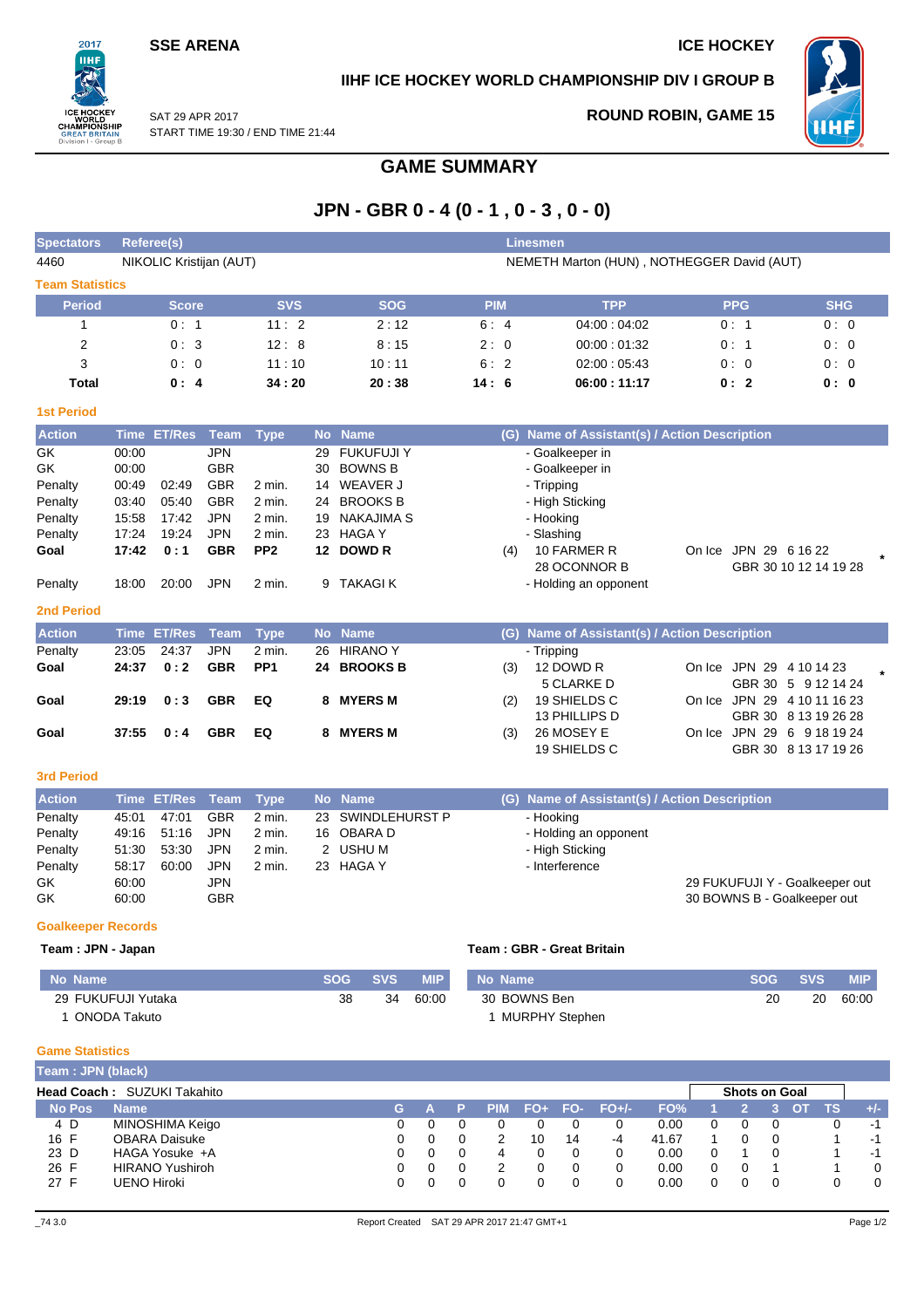SSE ARENA

ICE HOCKEY

IIHF ICE HOCKEY WORLD CHAMPIONSHIP DIV I GROUP B

SAT 29 APR 2017
START TIME 19:30 / END TIME 21:44

ROUND ROBIN, GAME 15

# GAME SUMMARY

## JPN - GBR 0 - 4 (0 - 1 , 0 - 3 , 0 - 0)

| Spectators | Referee(s) | Linesmen |
|---|---|---|
| 4460 | NIKOLIC Kristijan (AUT) | NEMETH Marton (HUN) , NOTHEGGER David (AUT) |

### Team Statistics

| Period | Score | SVS | SOG | PIM | TPP | PPG | SHG |
|---|---|---|---|---|---|---|---|
| 1 | 0 : 1 | 11 : 2 | 2 : 12 | 6 : 4 | 04:00 : 04:02 | 0 : 1 | 0 : 0 |
| 2 | 0 : 3 | 12 : 8 | 8 : 15 | 2 : 0 | 00:00 : 01:32 | 0 : 1 | 0 : 0 |
| 3 | 0 : 0 | 11 : 10 | 10 : 11 | 6 : 2 | 02:00 : 05:43 | 0 : 0 | 0 : 0 |
| **Total** | **0 : 4** | **34 : 20** | **20 : 38** | **14 : 6** | **06:00 : 11:17** | **0 : 2** | **0 : 0** |

### 1st Period

| Action | Time | ET/Res | Team | Type | No | Name | (G) | Name of Assistant(s) / Action Description | |
|---|---|---|---|---|---|---|---|---|---|
| GK | 00:00 | | JPN | | 29 | FUKUFUJI Y | | - Goalkeeper in | |
| GK | 00:00 | | GBR | | 30 | BOWNS B | | - Goalkeeper in | |
| Penalty | 00:49 | 02:49 | GBR | 2 min. | 14 | WEAVER J | | - Tripping | |
| Penalty | 03:40 | 05:40 | GBR | 2 min. | 24 | BROOKS B | | - High Sticking | |
| Penalty | 15:58 | 17:42 | JPN | 2 min. | 19 | NAKAJIMA S | | - Hooking | |
| Penalty | 17:24 | 19:24 | JPN | 2 min. | 23 | HAGA Y | | - Slashing | |
| **Goal** | **17:42** | **0 : 1** | **GBR** | **PP2** | **12** | **DOWD R** | (4) | 10 FARMER R<br>28 OCONNOR B | On Ice JPN 29 6 16 22<br>GBR 30 10 12 14 19 28 * |
| Penalty | 18:00 | 20:00 | JPN | 2 min. | 9 | TAKAGI K | | - Holding an opponent | |

### 2nd Period

| Action | Time | ET/Res | Team | Type | No | Name | (G) | Name of Assistant(s) / Action Description | |
|---|---|---|---|---|---|---|---|---|---|
| Penalty | 23:05 | 24:37 | JPN | 2 min. | 26 | HIRANO Y | | - Tripping | |
| **Goal** | **24:37** | **0 : 2** | **GBR** | **PP1** | **24** | **BROOKS B** | (3) | 12 DOWD R<br>5 CLARKE D | On Ice JPN 29 4 10 14 23<br>GBR 30 5 9 12 14 24 * |
| **Goal** | **29:19** | **0 : 3** | **GBR** | **EQ** | **8** | **MYERS M** | (2) | 19 SHIELDS C<br>13 PHILLIPS D | On Ice JPN 29 4 10 11 16 23<br>GBR 30 8 13 19 26 28 |
| **Goal** | **37:55** | **0 : 4** | **GBR** | **EQ** | **8** | **MYERS M** | (3) | 26 MOSEY E<br>19 SHIELDS C | On Ice JPN 29 6 9 18 19 24<br>GBR 30 8 13 17 19 26 |

### 3rd Period

| Action | Time | ET/Res | Team | Type | No | Name | (G) | Name of Assistant(s) / Action Description |
|---|---|---|---|---|---|---|---|---|
| Penalty | 45:01 | 47:01 | GBR | 2 min. | 23 | SWINDLEHURST P | | - Hooking |
| Penalty | 49:16 | 51:16 | JPN | 2 min. | 16 | OBARA D | | - Holding an opponent |
| Penalty | 51:30 | 53:30 | JPN | 2 min. | 2 | USHU M | | - High Sticking |
| Penalty | 58:17 | 60:00 | JPN | 2 min. | 23 | HAGA Y | | - Interference |
| GK | 60:00 | | JPN | | | | | 29 FUKUFUJI Y - Goalkeeper out |
| GK | 60:00 | | GBR | | | | | 30 BOWNS B - Goalkeeper out |

### Goalkeeper Records

**Team : JPN - Japan**

| No | Name | SOG | SVS | MIP |
|---|---|---|---|---|
| 29 | FUKUFUJI Yutaka | 38 | 34 | 60:00 |
| 1 | ONODA Takuto | | | |

**Team : GBR - Great Britain**

| No | Name | SOG | SVS | MIP |
|---|---|---|---|---|
| 30 | BOWNS Ben | 20 | 20 | 60:00 |
| 1 | MURPHY Stephen | | | |

### Game Statistics

**Team : JPN (black)**

**Head Coach :** SUZUKI Takahito

| No | Pos | Name | G | A | P | PIM | FO+ | FO- | FO+/- | FO% | 1 | 2 | 3 | OT | TS | +/- |
|---|---|---|---|---|---|---|---|---|---|---|---|---|---|---|---|---|
| 4 | D | MINOSHIMA Keigo | 0 | 0 | 0 | 0 | 0 | 0 | 0 | 0.00 | 0 | 0 | 0 | | 0 | -1 |
| 16 | F | OBARA Daisuke | 0 | 0 | 0 | 2 | 10 | 14 | -4 | 41.67 | 1 | 0 | 0 | | 1 | -1 |
| 23 | D | HAGA Yosuke +A | 0 | 0 | 0 | 4 | 0 | 0 | 0 | 0.00 | 0 | 1 | 0 | | 1 | -1 |
| 26 | F | HIRANO Yushiroh | 0 | 0 | 0 | 2 | 0 | 0 | 0 | 0.00 | 0 | 0 | 1 | | 1 | 0 |
| 27 | F | UENO Hiroki | 0 | 0 | 0 | 0 | 0 | 0 | 0 | 0.00 | 0 | 0 | 0 | | 0 | 0 |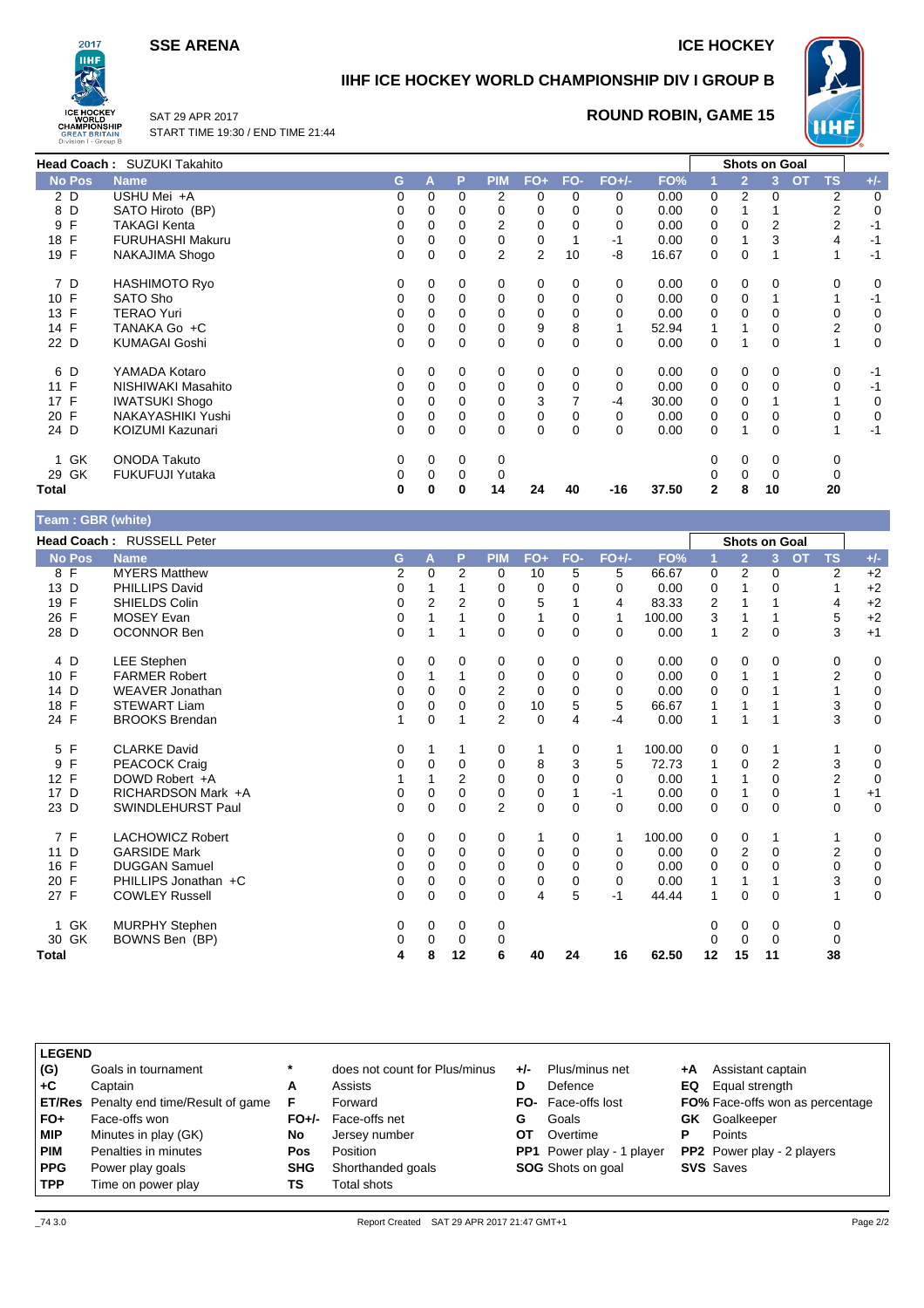**SSE ARENA** **ICE HOCKEY**

# IIHF ICE HOCKEY WORLD CHAMPIONSHIP DIV I GROUP B

SAT 29 APR 2017
START TIME 19:30 / END TIME 21:44

**ROUND ROBIN, GAME 15**

**Head Coach : SUZUKI Takahito**

| No | Pos | Name | G | A | P | PIM | FO+ | FO- | FO+/- | FO% | 1 | 2 | 3 | OT | TS | +/- |
|---|---|---|---|---|---|---|---|---|---|---|---|---|---|---|---|---|
| 2 | D | USHU Mei +A | 0 | 0 | 0 | 2 | 0 | 0 | 0 | 0.00 | 0 | 2 | 0 | | 2 | 0 |
| 8 | D | SATO Hiroto (BP) | 0 | 0 | 0 | 0 | 0 | 0 | 0 | 0.00 | 0 | 1 | 1 | | 2 | 0 |
| 9 | F | TAKAGI Kenta | 0 | 0 | 0 | 2 | 0 | 0 | 0 | 0.00 | 0 | 0 | 2 | | 2 | -1 |
| 18 | F | FURUHASHI Makuru | 0 | 0 | 0 | 0 | 0 | 1 | -1 | 0.00 | 0 | 1 | 3 | | 4 | -1 |
| 19 | F | NAKAJIMA Shogo | 0 | 0 | 0 | 2 | 2 | 10 | -8 | 16.67 | 0 | 0 | 1 | | 1 | -1 |
| 7 | D | HASHIMOTO Ryo | 0 | 0 | 0 | 0 | 0 | 0 | 0 | 0.00 | 0 | 0 | 0 | | 0 | 0 |
| 10 | F | SATO Sho | 0 | 0 | 0 | 0 | 0 | 0 | 0 | 0.00 | 0 | 0 | 1 | | 1 | -1 |
| 13 | F | TERAO Yuri | 0 | 0 | 0 | 0 | 0 | 0 | 0 | 0.00 | 0 | 0 | 0 | | 0 | 0 |
| 14 | F | TANAKA Go +C | 0 | 0 | 0 | 0 | 9 | 8 | 1 | 52.94 | 1 | 1 | 0 | | 2 | 0 |
| 22 | D | KUMAGAI Goshi | 0 | 0 | 0 | 0 | 0 | 0 | 0 | 0.00 | 0 | 1 | 0 | | 1 | 0 |
| 6 | D | YAMADA Kotaro | 0 | 0 | 0 | 0 | 0 | 0 | 0 | 0.00 | 0 | 0 | 0 | | 0 | -1 |
| 11 | F | NISHIWAKI Masahito | 0 | 0 | 0 | 0 | 0 | 0 | 0 | 0.00 | 0 | 0 | 0 | | 0 | -1 |
| 17 | F | IWATSUKI Shogo | 0 | 0 | 0 | 0 | 3 | 7 | -4 | 30.00 | 0 | 0 | 1 | | 1 | 0 |
| 20 | F | NAKAYASHIKI Yushi | 0 | 0 | 0 | 0 | 0 | 0 | 0 | 0.00 | 0 | 0 | 0 | | 0 | 0 |
| 24 | D | KOIZUMI Kazunari | 0 | 0 | 0 | 0 | 0 | 0 | 0 | 0.00 | 0 | 1 | 0 | | 1 | -1 |
| 1 | GK | ONODA Takuto | 0 | 0 | 0 | 0 | | | | | 0 | 0 | 0 | | 0 | |
| 29 | GK | FUKUFUJI Yutaka | 0 | 0 | 0 | 0 | | | | | 0 | 0 | 0 | | 0 | |
| **Total** | | | **0** | **0** | **0** | **14** | **24** | **40** | **-16** | **37.50** | **2** | **8** | **10** | | **20** | |

**Team : GBR (white)**

**Head Coach : RUSSELL Peter**

| No | Pos | Name | G | A | P | PIM | FO+ | FO- | FO+/- | FO% | 1 | 2 | 3 | OT | TS | +/- |
|---|---|---|---|---|---|---|---|---|---|---|---|---|---|---|---|---|
| 8 | F | MYERS Matthew | 2 | 0 | 2 | 0 | 10 | 5 | 5 | 66.67 | 0 | 2 | 0 | | 2 | +2 |
| 13 | D | PHILLIPS David | 0 | 1 | 1 | 0 | 0 | 0 | 0 | 0.00 | 0 | 1 | 0 | | 1 | +2 |
| 19 | F | SHIELDS Colin | 0 | 2 | 2 | 0 | 5 | 1 | 4 | 83.33 | 2 | 1 | 1 | | 4 | +2 |
| 26 | F | MOSEY Evan | 0 | 1 | 1 | 0 | 1 | 0 | 1 | 100.00 | 3 | 1 | 1 | | 5 | +2 |
| 28 | D | OCONNOR Ben | 0 | 1 | 1 | 0 | 0 | 0 | 0 | 0.00 | 1 | 2 | 0 | | 3 | +1 |
| 4 | D | LEE Stephen | 0 | 0 | 0 | 0 | 0 | 0 | 0 | 0.00 | 0 | 0 | 0 | | 0 | 0 |
| 10 | F | FARMER Robert | 0 | 1 | 1 | 0 | 0 | 0 | 0 | 0.00 | 0 | 1 | 1 | | 2 | 0 |
| 14 | D | WEAVER Jonathan | 0 | 0 | 0 | 2 | 0 | 0 | 0 | 0.00 | 0 | 0 | 1 | | 1 | 0 |
| 18 | F | STEWART Liam | 0 | 0 | 0 | 0 | 10 | 5 | 5 | 66.67 | 1 | 1 | 1 | | 3 | 0 |
| 24 | F | BROOKS Brendan | 1 | 0 | 1 | 2 | 0 | 4 | -4 | 0.00 | 1 | 1 | 1 | | 3 | 0 |
| 5 | F | CLARKE David | 0 | 1 | 1 | 0 | 1 | 0 | 1 | 100.00 | 0 | 0 | 1 | | 1 | 0 |
| 9 | F | PEACOCK Craig | 0 | 0 | 0 | 0 | 8 | 3 | 5 | 72.73 | 1 | 0 | 2 | | 3 | 0 |
| 12 | F | DOWD Robert +A | 1 | 1 | 2 | 0 | 0 | 0 | 0 | 0.00 | 1 | 1 | 0 | | 2 | 0 |
| 17 | D | RICHARDSON Mark +A | 0 | 0 | 0 | 0 | 0 | 1 | -1 | 0.00 | 0 | 1 | 0 | | 1 | +1 |
| 23 | D | SWINDLEHURST Paul | 0 | 0 | 0 | 2 | 0 | 0 | 0 | 0.00 | 0 | 0 | 0 | | 0 | 0 |
| 7 | F | LACHOWICZ Robert | 0 | 0 | 0 | 0 | 1 | 0 | 1 | 100.00 | 0 | 0 | 1 | | 1 | 0 |
| 11 | D | GARSIDE Mark | 0 | 0 | 0 | 0 | 0 | 0 | 0 | 0.00 | 0 | 2 | 0 | | 2 | 0 |
| 16 | F | DUGGAN Samuel | 0 | 0 | 0 | 0 | 0 | 0 | 0 | 0.00 | 0 | 0 | 0 | | 0 | 0 |
| 20 | F | PHILLIPS Jonathan +C | 0 | 0 | 0 | 0 | 0 | 0 | 0 | 0.00 | 1 | 1 | 1 | | 3 | 0 |
| 27 | F | COWLEY Russell | 0 | 0 | 0 | 0 | 4 | 5 | -1 | 44.44 | 1 | 0 | 0 | | 1 | 0 |
| 1 | GK | MURPHY Stephen | 0 | 0 | 0 | 0 | | | | | 0 | 0 | 0 | | 0 | |
| 30 | GK | BOWNS Ben (BP) | 0 | 0 | 0 | 0 | | | | | 0 | 0 | 0 | | 0 | |
| **Total** | | | **4** | **8** | **12** | **6** | **40** | **24** | **16** | **62.50** | **12** | **15** | **11** | | **38** | |

**LEGEND**

| | | | | | | | |
|---|---|---|---|---|---|---|---|
| (G) | Goals in tournament | * | does not count for Plus/minus | +/- | Plus/minus net | +A | Assistant captain |
| +C | Captain | A | Assists | D | Defence | EQ | Equal strength |
| ET/Res | Penalty end time/Result of game | F | Forward | FO- | Face-offs lost | FO% | Face-offs won as percentage |
| FO+ | Face-offs won | FO+/- | Face-offs net | G | Goals | GK | Goalkeeper |
| MIP | Minutes in play (GK) | No | Jersey number | OT | Overtime | P | Points |
| PIM | Penalties in minutes | Pos | Position | PP1 | Power play - 1 player | PP2 | Power play - 2 players |
| PPG | Power play goals | SHG | Shorthanded goals | SOG | Shots on goal | SVS | Saves |
| TPP | Time on power play | TS | Total shots | | | | |

_74 3.0 Report Created SAT 29 APR 2017 21:47 GMT+1